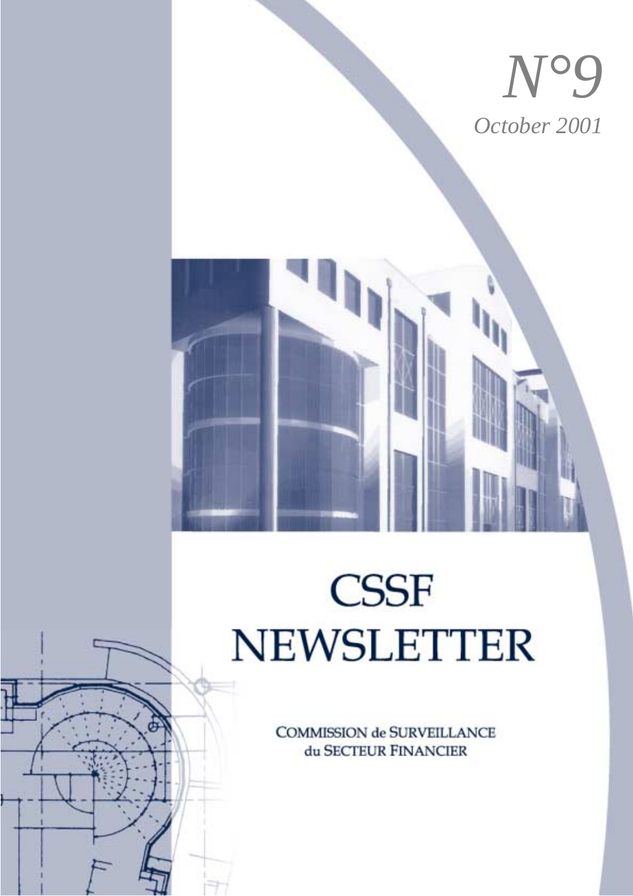*N°9*

*October 2001*

# CSSF NEWSLETTER

COMMISSION de SURVEILLANCE du SECTEUR FINANCIER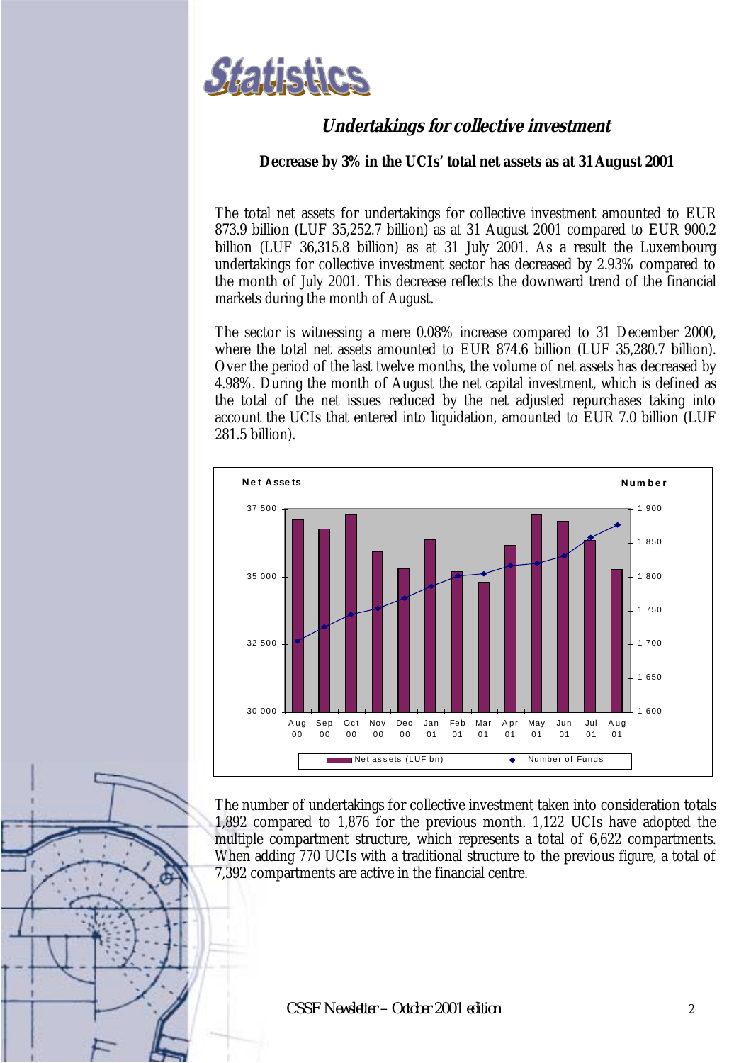# Statistics

## Undertakings for collective investment

**Decrease by 3% in the UCIs' total net assets as at 31 August 2001**

The total net assets for undertakings for collective investment amounted to EUR 873.9 billion (LUF 35,252.7 billion) as at 31 August 2001 compared to EUR 900.2 billion (LUF 36,315.8 billion) as at 31 July 2001. As a result the Luxembourg undertakings for collective investment sector has decreased by 2.93% compared to the month of July 2001. This decrease reflects the downward trend of the financial markets during the month of August.

The sector is witnessing a mere 0.08% increase compared to 31 December 2000, where the total net assets amounted to EUR 874.6 billion (LUF 35,280.7 billion). Over the period of the last twelve months, the volume of net assets has decreased by 4.98%. During the month of August the net capital investment, which is defined as the total of the net issues reduced by the net adjusted repurchases taking into account the UCIs that entered into liquidation, amounted to EUR 7.0 billion (LUF 281.5 billion).

The number of undertakings for collective investment taken into consideration totals 1,892 compared to 1,876 for the previous month. 1,122 UCIs have adopted the multiple compartment structure, which represents a total of 6,622 compartments. When adding 770 UCIs with a traditional structure to the previous figure, a total of 7,392 compartments are active in the financial centre.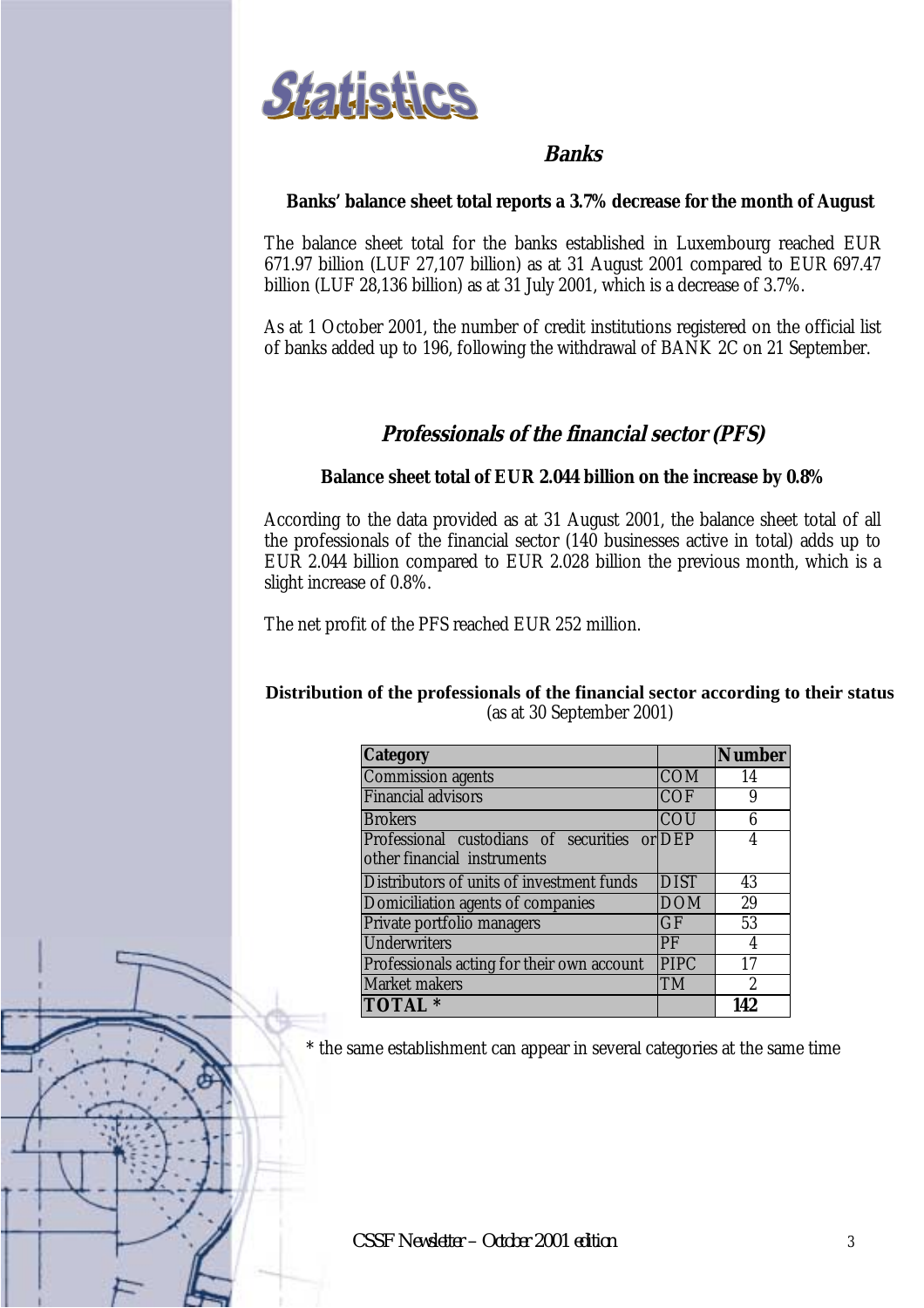# Statistics

## Banks

### Banks' balance sheet total reports a 3.7% decrease for the month of August

The balance sheet total for the banks established in Luxembourg reached EUR 671.97 billion (LUF 27,107 billion) as at 31 August 2001 compared to EUR 697.47 billion (LUF 28,136 billion) as at 31 July 2001, which is a decrease of 3.7%.

As at 1 October 2001, the number of credit institutions registered on the official list of banks added up to 196, following the withdrawal of BANK 2C on 21 September.

## Professionals of the financial sector (PFS)

### Balance sheet total of EUR 2.044 billion on the increase by 0.8%

According to the data provided as at 31 August 2001, the balance sheet total of all the professionals of the financial sector (140 businesses active in total) adds up to EUR 2.044 billion compared to EUR 2.028 billion the previous month, which is a slight increase of 0.8%.

The net profit of the PFS reached EUR 252 million.

**Distribution of the professionals of the financial sector according to their status**
(as at 30 September 2001)

| Category | | Number |
|---|---|---|
| Commission agents | COM | 14 |
| Financial advisors | COF | 9 |
| Brokers | COU | 6 |
| Professional custodians of securities or other financial instruments | DEP | 4 |
| Distributors of units of investment funds | DIST | 43 |
| Domiciliation agents of companies | DOM | 29 |
| Private portfolio managers | GF | 53 |
| Underwriters | PF | 4 |
| Professionals acting for their own account | PIPC | 17 |
| Market makers | TM | 2 |
| **TOTAL *** | | **142** |

* the same establishment can appear in several categories at the same time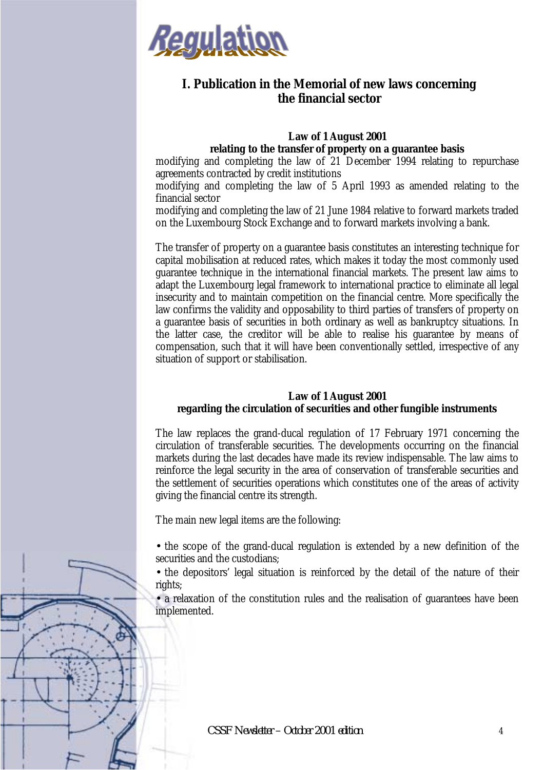# Regulation

## I. Publication in the Memorial of new laws concerning the financial sector

### Law of 1 August 2001
### relating to the transfer of property on a guarantee basis

modifying and completing the law of 21 December 1994 relating to repurchase agreements contracted by credit institutions

modifying and completing the law of 5 April 1993 as amended relating to the financial sector

modifying and completing the law of 21 June 1984 relative to forward markets traded on the Luxembourg Stock Exchange and to forward markets involving a bank.

The transfer of property on a guarantee basis constitutes an interesting technique for capital mobilisation at reduced rates, which makes it today the most commonly used guarantee technique in the international financial markets. The present law aims to adapt the Luxembourg legal framework to international practice to eliminate all legal insecurity and to maintain competition on the financial centre. More specifically the law confirms the validity and opposability to third parties of transfers of property on a guarantee basis of securities in both ordinary as well as bankruptcy situations. In the latter case, the creditor will be able to realise his guarantee by means of compensation, such that it will have been conventionally settled, irrespective of any situation of support or stabilisation.

### Law of 1 August 2001
### regarding the circulation of securities and other fungible instruments

The law replaces the grand-ducal regulation of 17 February 1971 concerning the circulation of transferable securities. The developments occurring on the financial markets during the last decades have made its review indispensable. The law aims to reinforce the legal security in the area of conservation of transferable securities and the settlement of securities operations which constitutes one of the areas of activity giving the financial centre its strength.

The main new legal items are the following:

- the scope of the grand-ducal regulation is extended by a new definition of the securities and the custodians;
- the depositors' legal situation is reinforced by the detail of the nature of their rights;
- a relaxation of the constitution rules and the realisation of guarantees have been implemented.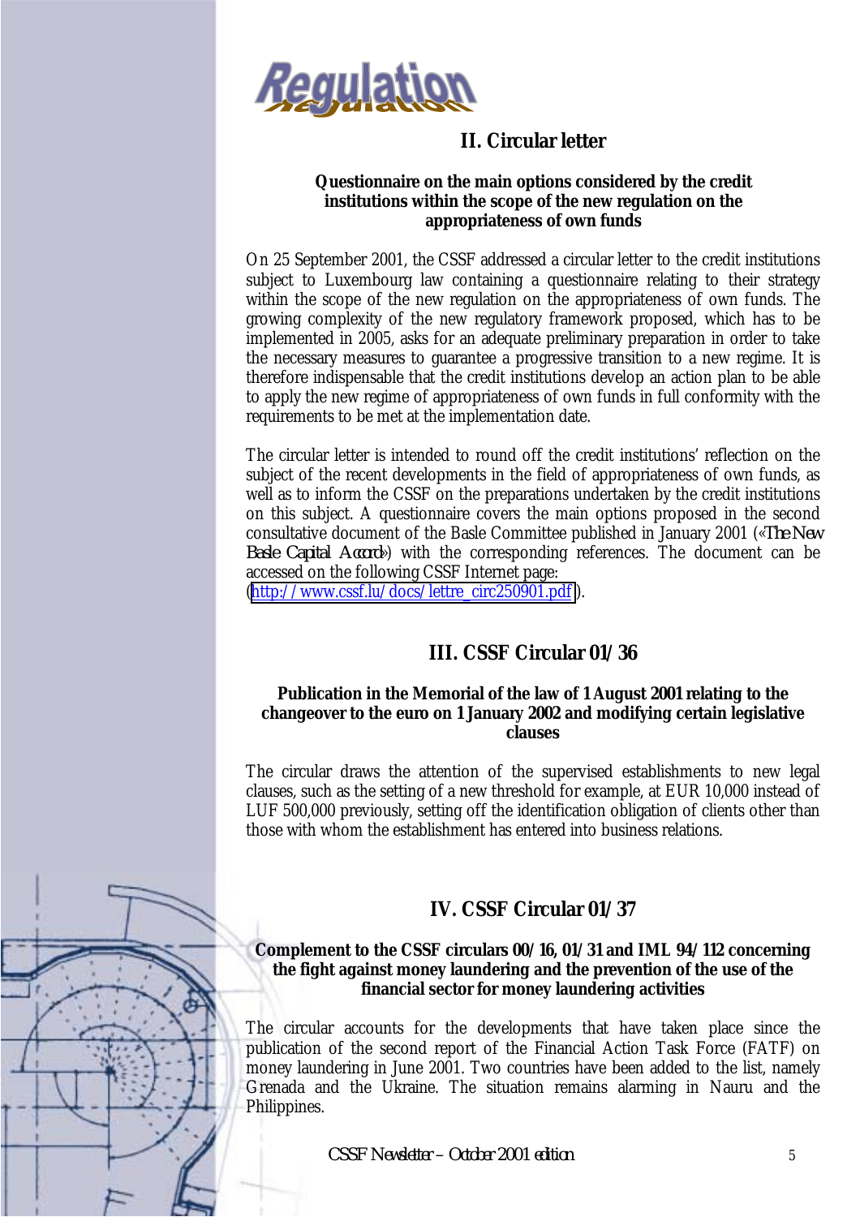# Regulation

## II. Circular letter

### Questionnaire on the main options considered by the credit institutions within the scope of the new regulation on the appropriateness of own funds

On 25 September 2001, the CSSF addressed a circular letter to the credit institutions subject to Luxembourg law containing a questionnaire relating to their strategy within the scope of the new regulation on the appropriateness of own funds. The growing complexity of the new regulatory framework proposed, which has to be implemented in 2005, asks for an adequate preliminary preparation in order to take the necessary measures to guarantee a progressive transition to a new regime. It is therefore indispensable that the credit institutions develop an action plan to be able to apply the new regime of appropriateness of own funds in full conformity with the requirements to be met at the implementation date.

The circular letter is intended to round off the credit institutions' reflection on the subject of the recent developments in the field of appropriateness of own funds, as well as to inform the CSSF on the preparations undertaken by the credit institutions on this subject. A questionnaire covers the main options proposed in the second consultative document of the Basle Committee published in January 2001 («*The New Basle Capital Accord*») with the corresponding references. The document can be accessed on the following CSSF Internet page:
(http://www.cssf.lu/docs/lettre_circ250901.pdf).

## III. CSSF Circular 01/36

### Publication in the Memorial of the law of 1 August 2001 relating to the changeover to the euro on 1 January 2002 and modifying certain legislative clauses

The circular draws the attention of the supervised establishments to new legal clauses, such as the setting of a new threshold for example, at EUR 10,000 instead of LUF 500,000 previously, setting off the identification obligation of clients other than those with whom the establishment has entered into business relations.

## IV. CSSF Circular 01/37

### Complement to the CSSF circulars 00/16, 01/31 and IML 94/112 concerning the fight against money laundering and the prevention of the use of the financial sector for money laundering activities

The circular accounts for the developments that have taken place since the publication of the second report of the Financial Action Task Force (FATF) on money laundering in June 2001. Two countries have been added to the list, namely Grenada and the Ukraine. The situation remains alarming in Nauru and the Philippines.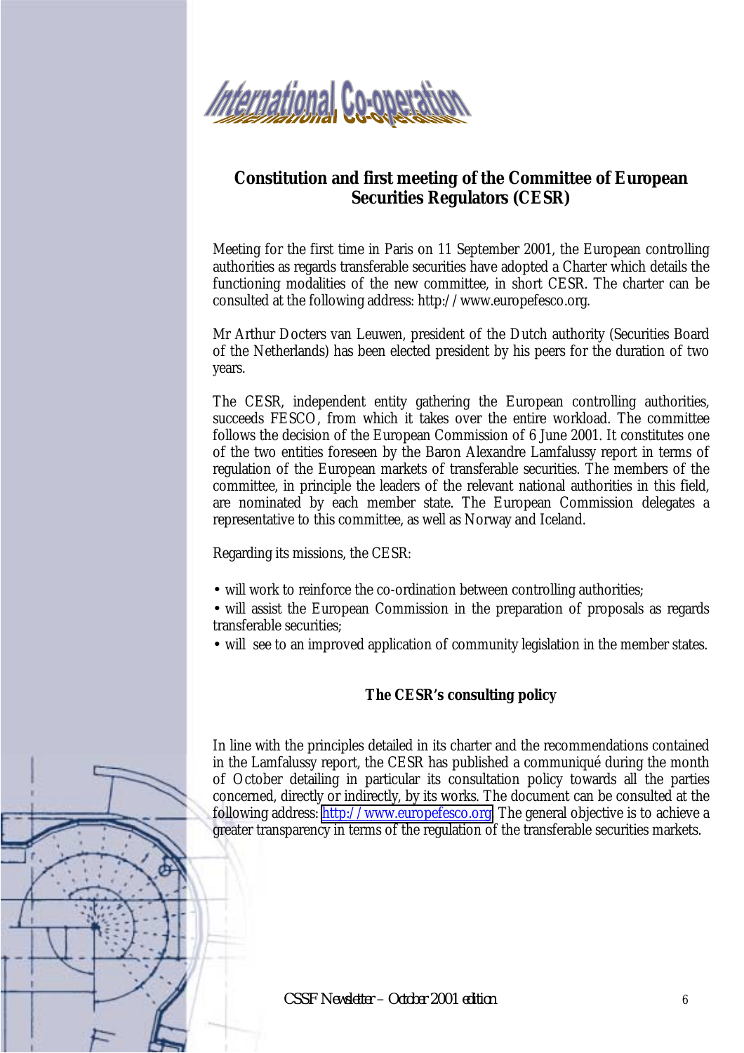# International Co-operation

## Constitution and first meeting of the Committee of European Securities Regulators (CESR)

Meeting for the first time in Paris on 11 September 2001, the European controlling authorities as regards transferable securities have adopted a Charter which details the functioning modalities of the new committee, in short CESR. The charter can be consulted at the following address: http://www.europefesco.org.

Mr Arthur Docters van Leuwen, president of the Dutch authority (Securities Board of the Netherlands) has been elected president by his peers for the duration of two years.

The CESR, independent entity gathering the European controlling authorities, succeeds FESCO, from which it takes over the entire workload. The committee follows the decision of the European Commission of 6 June 2001. It constitutes one of the two entities foreseen by the Baron Alexandre Lamfalussy report in terms of regulation of the European markets of transferable securities. The members of the committee, in principle the leaders of the relevant national authorities in this field, are nominated by each member state. The European Commission delegates a representative to this committee, as well as Norway and Iceland.

Regarding its missions, the CESR:

- will work to reinforce the co-ordination between controlling authorities;
- will assist the European Commission in the preparation of proposals as regards transferable securities;
- will see to an improved application of community legislation in the member states.

### The CESR's consulting policy

In line with the principles detailed in its charter and the recommendations contained in the Lamfalussy report, the CESR has published a communiqué during the month of October detailing in particular its consultation policy towards all the parties concerned, directly or indirectly, by its works. The document can be consulted at the following address: http://www.europefesco.org. The general objective is to achieve a greater transparency in terms of the regulation of the transferable securities markets.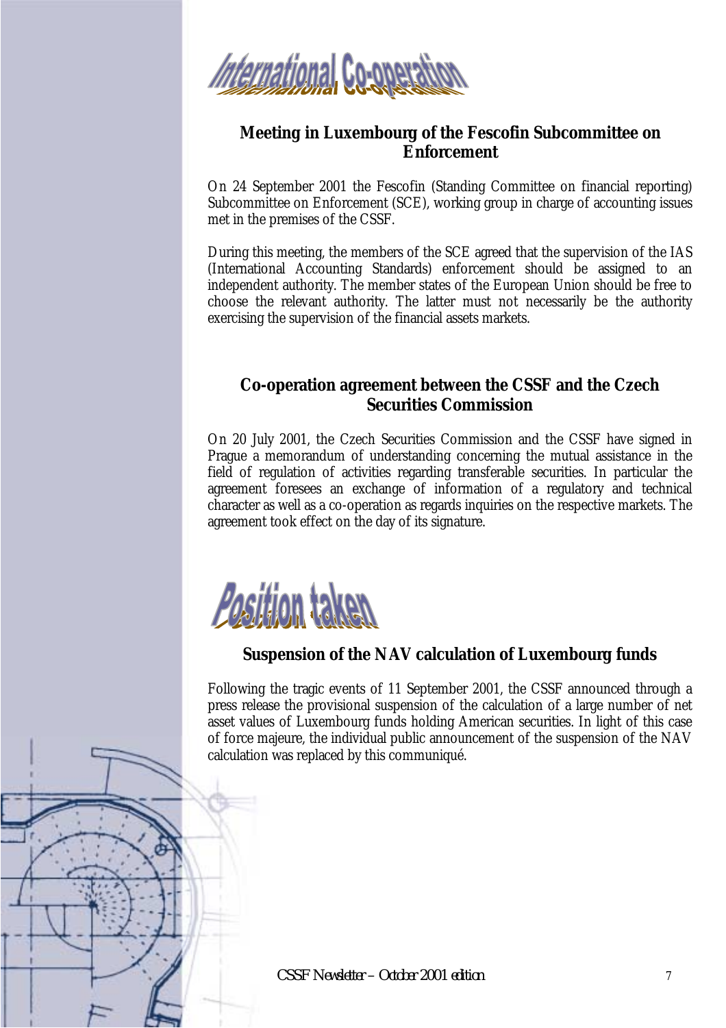# International Co-operation

## Meeting in Luxembourg of the Fescofin Subcommittee on Enforcement

On 24 September 2001 the Fescofin (Standing Committee on financial reporting) Subcommittee on Enforcement (SCE), working group in charge of accounting issues met in the premises of the CSSF.

During this meeting, the members of the SCE agreed that the supervision of the IAS (International Accounting Standards) enforcement should be assigned to an independent authority. The member states of the European Union should be free to choose the relevant authority. The latter must not necessarily be the authority exercising the supervision of the financial assets markets.

## Co-operation agreement between the CSSF and the Czech Securities Commission

On 20 July 2001, the Czech Securities Commission and the CSSF have signed in Prague a memorandum of understanding concerning the mutual assistance in the field of regulation of activities regarding transferable securities. In particular the agreement foresees an exchange of information of a regulatory and technical character as well as a co-operation as regards inquiries on the respective markets. The agreement took effect on the day of its signature.

# Position taken

## Suspension of the NAV calculation of Luxembourg funds

Following the tragic events of 11 September 2001, the CSSF announced through a press release the provisional suspension of the calculation of a large number of net asset values of Luxembourg funds holding American securities. In light of this case of force majeure, the individual public announcement of the suspension of the NAV calculation was replaced by this communiqué.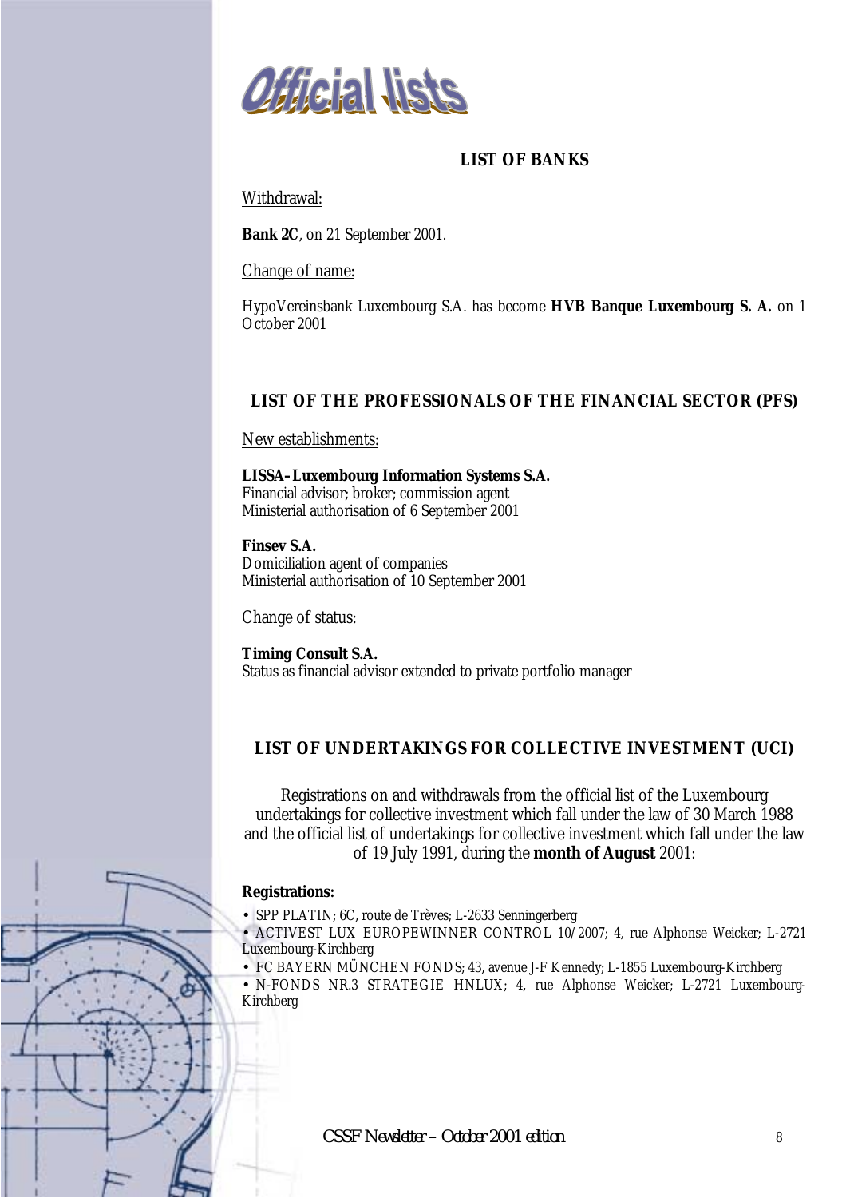# Official lists

## LIST OF BANKS

Withdrawal:

**Bank 2C**, on 21 September 2001.

Change of name:

HypoVereinsbank Luxembourg S.A. has become **HVB Banque Luxembourg S. A.** on 1 October 2001

## LIST OF THE PROFESSIONALS OF THE FINANCIAL SECTOR (PFS)

New establishments:

**LISSA–Luxembourg Information Systems S.A.**
Financial advisor; broker; commission agent
Ministerial authorisation of 6 September 2001

**Finsev S.A.**
Domiciliation agent of companies
Ministerial authorisation of 10 September 2001

Change of status:

**Timing Consult S.A.**
Status as financial advisor extended to private portfolio manager

## LIST OF UNDERTAKINGS FOR COLLECTIVE INVESTMENT (UCI)

Registrations on and withdrawals from the official list of the Luxembourg undertakings for collective investment which fall under the law of 30 March 1988 and the official list of undertakings for collective investment which fall under the law of 19 July 1991, during the **month of August** 2001:

**Registrations:**

- SPP PLATIN; 6C, route de Trèves; L-2633 Senningerberg
- ACTIVEST LUX EUROPEWINNER CONTROL 10/2007; 4, rue Alphonse Weicker; L-2721 Luxembourg-Kirchberg
- FC BAYERN MÜNCHEN FONDS; 43, avenue J-F Kennedy; L-1855 Luxembourg-Kirchberg
- N-FONDS NR.3 STRATEGIE HNLUX; 4, rue Alphonse Weicker; L-2721 Luxembourg-Kirchberg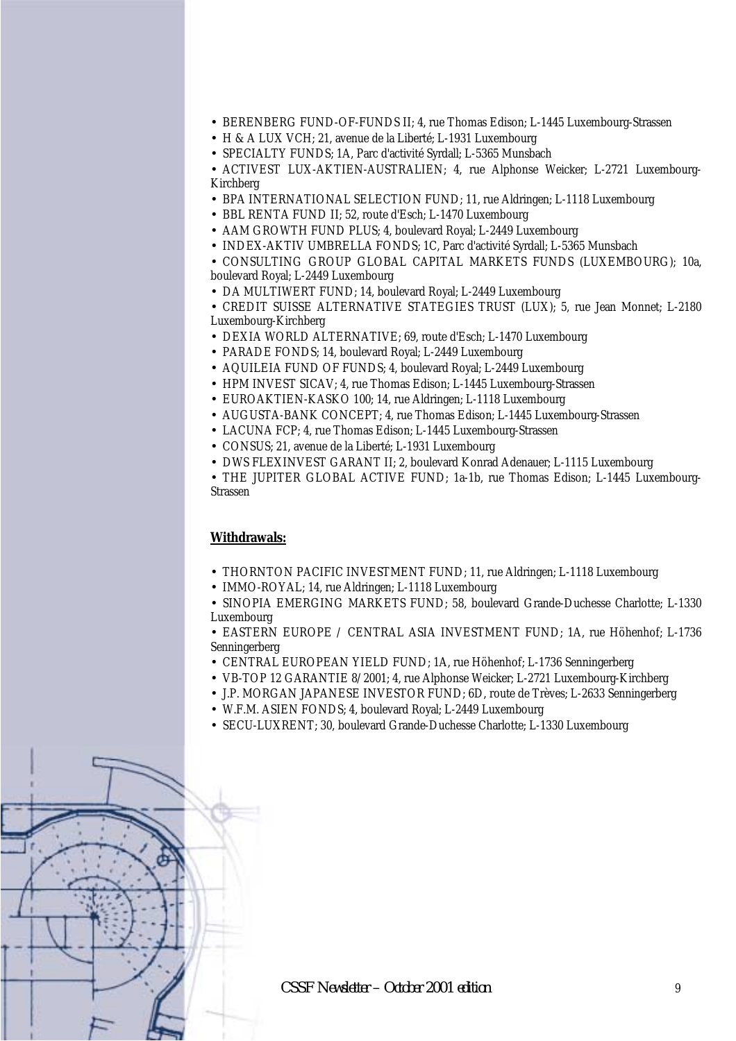- BERENBERG FUND-OF-FUNDS II; 4, rue Thomas Edison; L-1445 Luxembourg-Strassen
- H & A LUX VCH; 21, avenue de la Liberté; L-1931 Luxembourg
- SPECIALTY FUNDS; 1A, Parc d'activité Syrdall; L-5365 Munsbach
- ACTIVEST LUX-AKTIEN-AUSTRALIEN; 4, rue Alphonse Weicker; L-2721 Luxembourg-Kirchberg
- BPA INTERNATIONAL SELECTION FUND; 11, rue Aldringen; L-1118 Luxembourg
- BBL RENTA FUND II; 52, route d'Esch; L-1470 Luxembourg
- AAM GROWTH FUND PLUS; 4, boulevard Royal; L-2449 Luxembourg
- INDEX-AKTIV UMBRELLA FONDS; 1C, Parc d'activité Syrdall; L-5365 Munsbach
- CONSULTING GROUP GLOBAL CAPITAL MARKETS FUNDS (LUXEMBOURG); 10a, boulevard Royal; L-2449 Luxembourg
- DA MULTIWERT FUND; 14, boulevard Royal; L-2449 Luxembourg
- CREDIT SUISSE ALTERNATIVE STATEGIES TRUST (LUX); 5, rue Jean Monnet; L-2180 Luxembourg-Kirchberg
- DEXIA WORLD ALTERNATIVE; 69, route d'Esch; L-1470 Luxembourg
- PARADE FONDS; 14, boulevard Royal; L-2449 Luxembourg
- AQUILEIA FUND OF FUNDS; 4, boulevard Royal; L-2449 Luxembourg
- HPM INVEST SICAV; 4, rue Thomas Edison; L-1445 Luxembourg-Strassen
- EUROAKTIEN-KASKO 100; 14, rue Aldringen; L-1118 Luxembourg
- AUGUSTA-BANK CONCEPT; 4, rue Thomas Edison; L-1445 Luxembourg-Strassen
- LACUNA FCP; 4, rue Thomas Edison; L-1445 Luxembourg-Strassen
- CONSUS; 21, avenue de la Liberté; L-1931 Luxembourg
- DWS FLEXINVEST GARANT II; 2, boulevard Konrad Adenauer; L-1115 Luxembourg
- THE JUPITER GLOBAL ACTIVE FUND; 1a-1b, rue Thomas Edison; L-1445 Luxembourg-Strassen

**Withdrawals:**

- THORNTON PACIFIC INVESTMENT FUND; 11, rue Aldringen; L-1118 Luxembourg
- IMMO-ROYAL; 14, rue Aldringen; L-1118 Luxembourg
- SINOPIA EMERGING MARKETS FUND; 58, boulevard Grande-Duchesse Charlotte; L-1330 Luxembourg
- EASTERN EUROPE / CENTRAL ASIA INVESTMENT FUND; 1A, rue Höhenhof; L-1736 Senningerberg
- CENTRAL EUROPEAN YIELD FUND; 1A, rue Höhenhof; L-1736 Senningerberg
- VB-TOP 12 GARANTIE 8/2001; 4, rue Alphonse Weicker; L-2721 Luxembourg-Kirchberg
- J.P. MORGAN JAPANESE INVESTOR FUND; 6D, route de Trèves; L-2633 Senningerberg
- W.F.M. ASIEN FONDS; 4, boulevard Royal; L-2449 Luxembourg
- SECU-LUXRENT; 30, boulevard Grande-Duchesse Charlotte; L-1330 Luxembourg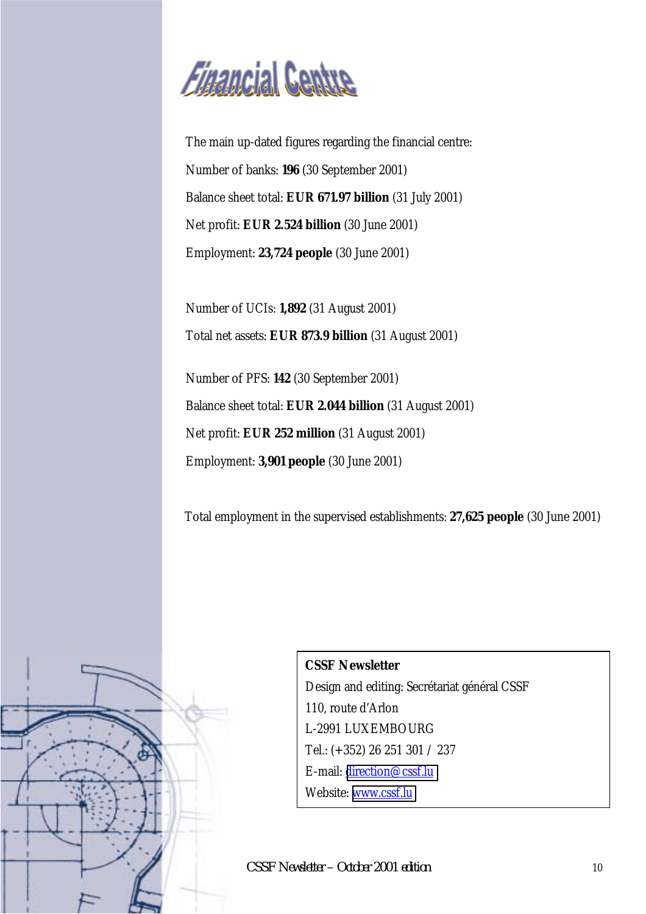# Financial Centre

The main up-dated figures regarding the financial centre:

Number of banks: **196** (30 September 2001)

Balance sheet total: **EUR 671.97 billion** (31 July 2001)

Net profit: **EUR 2.524 billion** (30 June 2001)

Employment: **23,724 people** (30 June 2001)

Number of UCIs: **1,892** (31 August 2001)

Total net assets: **EUR 873.9 billion** (31 August 2001)

Number of PFS: **142** (30 September 2001)

Balance sheet total: **EUR 2.044 billion** (31 August 2001)

Net profit: **EUR 252 million** (31 August 2001)

Employment: **3,901 people** (30 June 2001)

Total employment in the supervised establishments: **27,625 people** (30 June 2001)

**CSSF Newsletter**
Design and editing: Secrétariat général CSSF
110, route d'Arlon
L-2991 LUXEMBOURG
Tel.: (+352) 26 251 301 / 237
E-mail: direction@cssf.lu
Website: www.cssf.lu